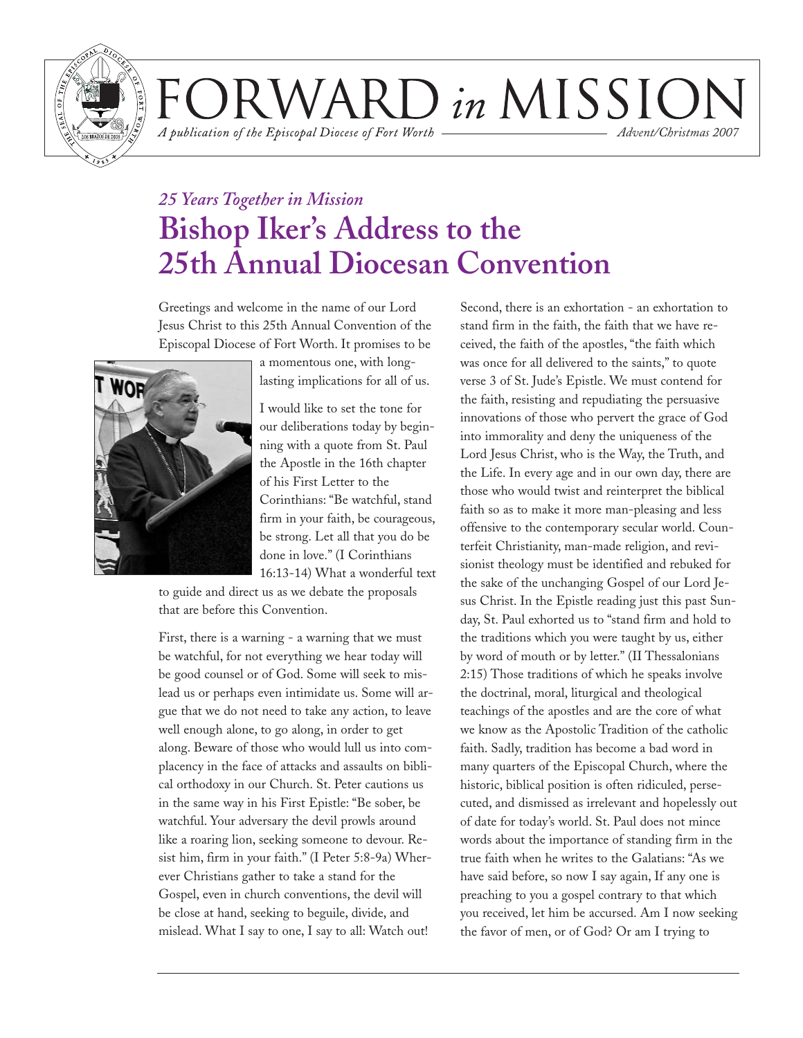# FORWARD *in* MISSION

*A publication of the Episcopal Diocese of Fort Worth* — *Advent/Christmas 2007*

## *25 Years Together in Mission*

# Bishop Iker's Address to the 25th Annual Diocesan Convention

Greetings and welcome in the name of our Lord Jesus Christ to this 25th Annual Convention of the Episcopal Diocese of Fort Worth. It promises to be a momentous one, with long-lasting implications for all of us.

I would like to set the tone for our deliberations today by beginning with a quote from St. Paul the Apostle in the 16th chapter of his First Letter to the Corinthians: "Be watchful, stand firm in your faith, be courageous, be strong. Let all that you do be done in love." (I Corinthians 16:13-14) What a wonderful text to guide and direct us as we debate the proposals that are before this Convention.

First, there is a warning - a warning that we must be watchful, for not everything we hear today will be good counsel or of God. Some will seek to mislead us or perhaps even intimidate us. Some will argue that we do not need to take any action, to leave well enough alone, to go along, in order to get along. Beware of those who would lull us into complacency in the face of attacks and assaults on biblical orthodoxy in our Church. St. Peter cautions us in the same way in his First Epistle: "Be sober, be watchful. Your adversary the devil prowls around like a roaring lion, seeking someone to devour. Resist him, firm in your faith." (I Peter 5:8-9a) Wherever Christians gather to take a stand for the Gospel, even in church conventions, the devil will be close at hand, seeking to beguile, divide, and mislead. What I say to one, I say to all: Watch out!

Second, there is an exhortation - an exhortation to stand firm in the faith, the faith that we have received, the faith of the apostles, "the faith which was once for all delivered to the saints," to quote verse 3 of St. Jude's Epistle. We must contend for the faith, resisting and repudiating the persuasive innovations of those who pervert the grace of God into immorality and deny the uniqueness of the Lord Jesus Christ, who is the Way, the Truth, and the Life. In every age and in our own day, there are those who would twist and reinterpret the biblical faith so as to make it more man-pleasing and less offensive to the contemporary secular world. Counterfeit Christianity, man-made religion, and revisionist theology must be identified and rebuked for the sake of the unchanging Gospel of our Lord Jesus Christ. In the Epistle reading just this past Sunday, St. Paul exhorted us to "stand firm and hold to the traditions which you were taught by us, either by word of mouth or by letter." (II Thessalonians 2:15) Those traditions of which he speaks involve the doctrinal, moral, liturgical and theological teachings of the apostles and are the core of what we know as the Apostolic Tradition of the catholic faith. Sadly, tradition has become a bad word in many quarters of the Episcopal Church, where the historic, biblical position is often ridiculed, persecuted, and dismissed as irrelevant and hopelessly out of date for today's world. St. Paul does not mince words about the importance of standing firm in the true faith when he writes to the Galatians: "As we have said before, so now I say again, If any one is preaching to you a gospel contrary to that which you received, let him be accursed. Am I now seeking the favor of men, or of God? Or am I trying to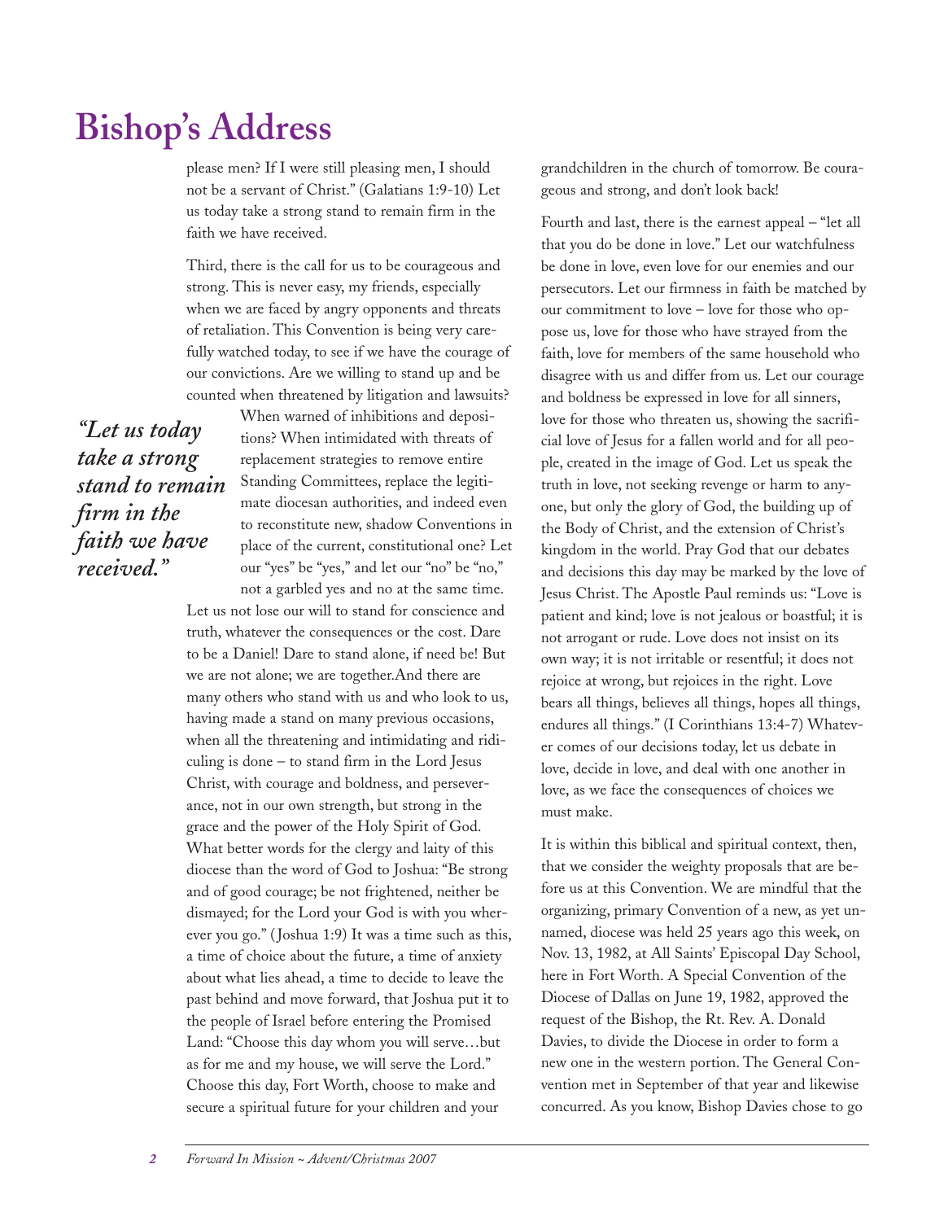# Bishop's Address

please men? If I were still pleasing men, I should not be a servant of Christ." (Galatians 1:9-10) Let us today take a strong stand to remain firm in the faith we have received.

Third, there is the call for us to be courageous and strong. This is never easy, my friends, especially when we are faced by angry opponents and threats of retaliation. This Convention is being very carefully watched today, to see if we have the courage of our convictions. Are we willing to stand up and be counted when threatened by litigation and lawsuits? When warned of inhibitions and depositions? When intimidated with threats of replacement strategies to remove entire Standing Committees, replace the legitimate diocesan authorities, and indeed even to reconstitute new, shadow Conventions in place of the current, constitutional one? Let our "yes" be "yes," and let our "no" be "no," not a garbled yes and no at the same time. Let us not lose our will to stand for conscience and truth, whatever the consequences or the cost. Dare to be a Daniel! Dare to stand alone, if need be! But we are not alone; we are together.And there are many others who stand with us and who look to us, having made a stand on many previous occasions, when all the threatening and intimidating and ridiculing is done – to stand firm in the Lord Jesus Christ, with courage and boldness, and perseverance, not in our own strength, but strong in the grace and the power of the Holy Spirit of God. What better words for the clergy and laity of this diocese than the word of God to Joshua: "Be strong and of good courage; be not frightened, neither be dismayed; for the Lord your God is with you wherever you go." (Joshua 1:9) It was a time such as this, a time of choice about the future, a time of anxiety about what lies ahead, a time to decide to leave the past behind and move forward, that Joshua put it to the people of Israel before entering the Promised Land: "Choose this day whom you will serve…but as for me and my house, we will serve the Lord." Choose this day, Fort Worth, choose to make and secure a spiritual future for your children and your grandchildren in the church of tomorrow. Be courageous and strong, and don't look back!

> ***"Let us today take a strong stand to remain firm in the faith we have received."***

Fourth and last, there is the earnest appeal – "let all that you do be done in love." Let our watchfulness be done in love, even love for our enemies and our persecutors. Let our firmness in faith be matched by our commitment to love – love for those who oppose us, love for those who have strayed from the faith, love for members of the same household who disagree with us and differ from us. Let our courage and boldness be expressed in love for all sinners, love for those who threaten us, showing the sacrificial love of Jesus for a fallen world and for all people, created in the image of God. Let us speak the truth in love, not seeking revenge or harm to anyone, but only the glory of God, the building up of the Body of Christ, and the extension of Christ's kingdom in the world. Pray God that our debates and decisions this day may be marked by the love of Jesus Christ. The Apostle Paul reminds us: "Love is patient and kind; love is not jealous or boastful; it is not arrogant or rude. Love does not insist on its own way; it is not irritable or resentful; it does not rejoice at wrong, but rejoices in the right. Love bears all things, believes all things, hopes all things, endures all things." (I Corinthians 13:4-7) Whatever comes of our decisions today, let us debate in love, decide in love, and deal with one another in love, as we face the consequences of choices we must make.

It is within this biblical and spiritual context, then, that we consider the weighty proposals that are before us at this Convention. We are mindful that the organizing, primary Convention of a new, as yet unnamed, diocese was held 25 years ago this week, on Nov. 13, 1982, at All Saints' Episcopal Day School, here in Fort Worth. A Special Convention of the Diocese of Dallas on June 19, 1982, approved the request of the Bishop, the Rt. Rev. A. Donald Davies, to divide the Diocese in order to form a new one in the western portion. The General Convention met in September of that year and likewise concurred. As you know, Bishop Davies chose to go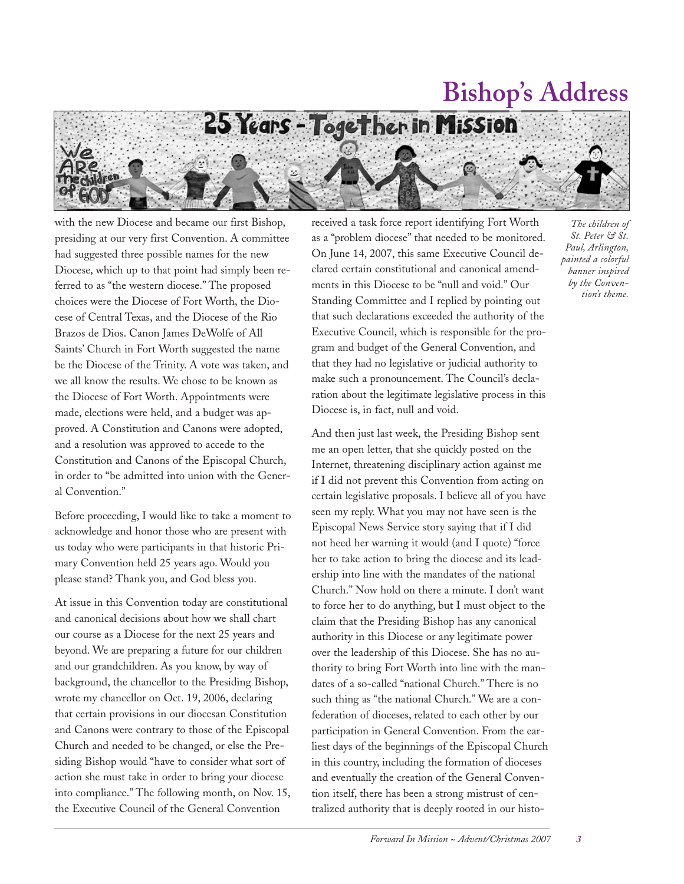# Bishop's Address

*The children of St. Peter & St. Paul, Arlington, painted a colorful banner inspired by the Convention's theme.*

with the new Diocese and became our first Bishop, presiding at our very first Convention. A committee had suggested three possible names for the new Diocese, which up to that point had simply been referred to as "the western diocese." The proposed choices were the Diocese of Fort Worth, the Diocese of Central Texas, and the Diocese of the Rio Brazos de Dios. Canon James DeWolfe of All Saints' Church in Fort Worth suggested the name be the Diocese of the Trinity. A vote was taken, and we all know the results. We chose to be known as the Diocese of Fort Worth. Appointments were made, elections were held, and a budget was approved. A Constitution and Canons were adopted, and a resolution was approved to accede to the Constitution and Canons of the Episcopal Church, in order to "be admitted into union with the General Convention."

Before proceeding, I would like to take a moment to acknowledge and honor those who are present with us today who were participants in that historic Primary Convention held 25 years ago. Would you please stand? Thank you, and God bless you.

At issue in this Convention today are constitutional and canonical decisions about how we shall chart our course as a Diocese for the next 25 years and beyond. We are preparing a future for our children and our grandchildren. As you know, by way of background, the chancellor to the Presiding Bishop, wrote my chancellor on Oct. 19, 2006, declaring that certain provisions in our diocesan Constitution and Canons were contrary to those of the Episcopal Church and needed to be changed, or else the Presiding Bishop would "have to consider what sort of action she must take in order to bring your diocese into compliance." The following month, on Nov. 15, the Executive Council of the General Convention received a task force report identifying Fort Worth as a "problem diocese" that needed to be monitored. On June 14, 2007, this same Executive Council declared certain constitutional and canonical amendments in this Diocese to be "null and void." Our Standing Committee and I replied by pointing out that such declarations exceeded the authority of the Executive Council, which is responsible for the program and budget of the General Convention, and that they had no legislative or judicial authority to make such a pronouncement. The Council's declaration about the legitimate legislative process in this Diocese is, in fact, null and void.

And then just last week, the Presiding Bishop sent me an open letter, that she quickly posted on the Internet, threatening disciplinary action against me if I did not prevent this Convention from acting on certain legislative proposals. I believe all of you have seen my reply. What you may not have seen is the Episcopal News Service story saying that if I did not heed her warning it would (and I quote) "force her to take action to bring the diocese and its leadership into line with the mandates of the national Church." Now hold on there a minute. I don't want to force her to do anything, but I must object to the claim that the Presiding Bishop has any canonical authority in this Diocese or any legitimate power over the leadership of this Diocese. She has no authority to bring Fort Worth into line with the mandates of a so-called "national Church." There is no such thing as "the national Church." We are a confederation of dioceses, related to each other by our participation in General Convention. From the earliest days of the beginnings of the Episcopal Church in this country, including the formation of dioceses and eventually the creation of the General Convention itself, there has been a strong mistrust of centralized authority that is deeply rooted in our histo-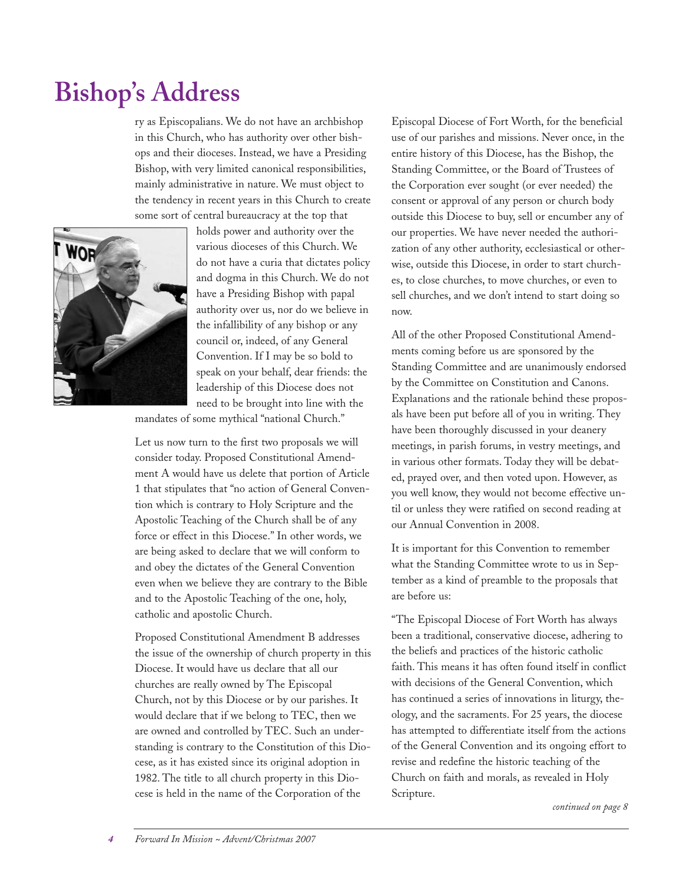# Bishop's Address

ry as Episcopalians. We do not have an archbishop in this Church, who has authority over other bishops and their dioceses. Instead, we have a Presiding Bishop, with very limited canonical responsibilities, mainly administrative in nature. We must object to the tendency in recent years in this Church to create some sort of central bureaucracy at the top that holds power and authority over the various dioceses of this Church. We do not have a curia that dictates policy and dogma in this Church. We do not have a Presiding Bishop with papal authority over us, nor do we believe in the infallibility of any bishop or any council or, indeed, of any General Convention. If I may be so bold to speak on your behalf, dear friends: the leadership of this Diocese does not need to be brought into line with the mandates of some mythical "national Church."

Let us now turn to the first two proposals we will consider today. Proposed Constitutional Amendment A would have us delete that portion of Article 1 that stipulates that "no action of General Convention which is contrary to Holy Scripture and the Apostolic Teaching of the Church shall be of any force or effect in this Diocese." In other words, we are being asked to declare that we will conform to and obey the dictates of the General Convention even when we believe they are contrary to the Bible and to the Apostolic Teaching of the one, holy, catholic and apostolic Church.

Proposed Constitutional Amendment B addresses the issue of the ownership of church property in this Diocese. It would have us declare that all our churches are really owned by The Episcopal Church, not by this Diocese or by our parishes. It would declare that if we belong to TEC, then we are owned and controlled by TEC. Such an understanding is contrary to the Constitution of this Diocese, as it has existed since its original adoption in 1982. The title to all church property in this Diocese is held in the name of the Corporation of the Episcopal Diocese of Fort Worth, for the beneficial use of our parishes and missions. Never once, in the entire history of this Diocese, has the Bishop, the Standing Committee, or the Board of Trustees of the Corporation ever sought (or ever needed) the consent or approval of any person or church body outside this Diocese to buy, sell or encumber any of our properties. We have never needed the authorization of any other authority, ecclesiastical or otherwise, outside this Diocese, in order to start churches, to close churches, to move churches, or even to sell churches, and we don't intend to start doing so now.

All of the other Proposed Constitutional Amendments coming before us are sponsored by the Standing Committee and are unanimously endorsed by the Committee on Constitution and Canons. Explanations and the rationale behind these proposals have been put before all of you in writing. They have been thoroughly discussed in your deanery meetings, in parish forums, in vestry meetings, and in various other formats. Today they will be debated, prayed over, and then voted upon. However, as you well know, they would not become effective until or unless they were ratified on second reading at our Annual Convention in 2008.

It is important for this Convention to remember what the Standing Committee wrote to us in September as a kind of preamble to the proposals that are before us:

"The Episcopal Diocese of Fort Worth has always been a traditional, conservative diocese, adhering to the beliefs and practices of the historic catholic faith. This means it has often found itself in conflict with decisions of the General Convention, which has continued a series of innovations in liturgy, theology, and the sacraments. For 25 years, the diocese has attempted to differentiate itself from the actions of the General Convention and its ongoing effort to revise and redefine the historic teaching of the Church on faith and morals, as revealed in Holy Scripture.

*continued on page 8*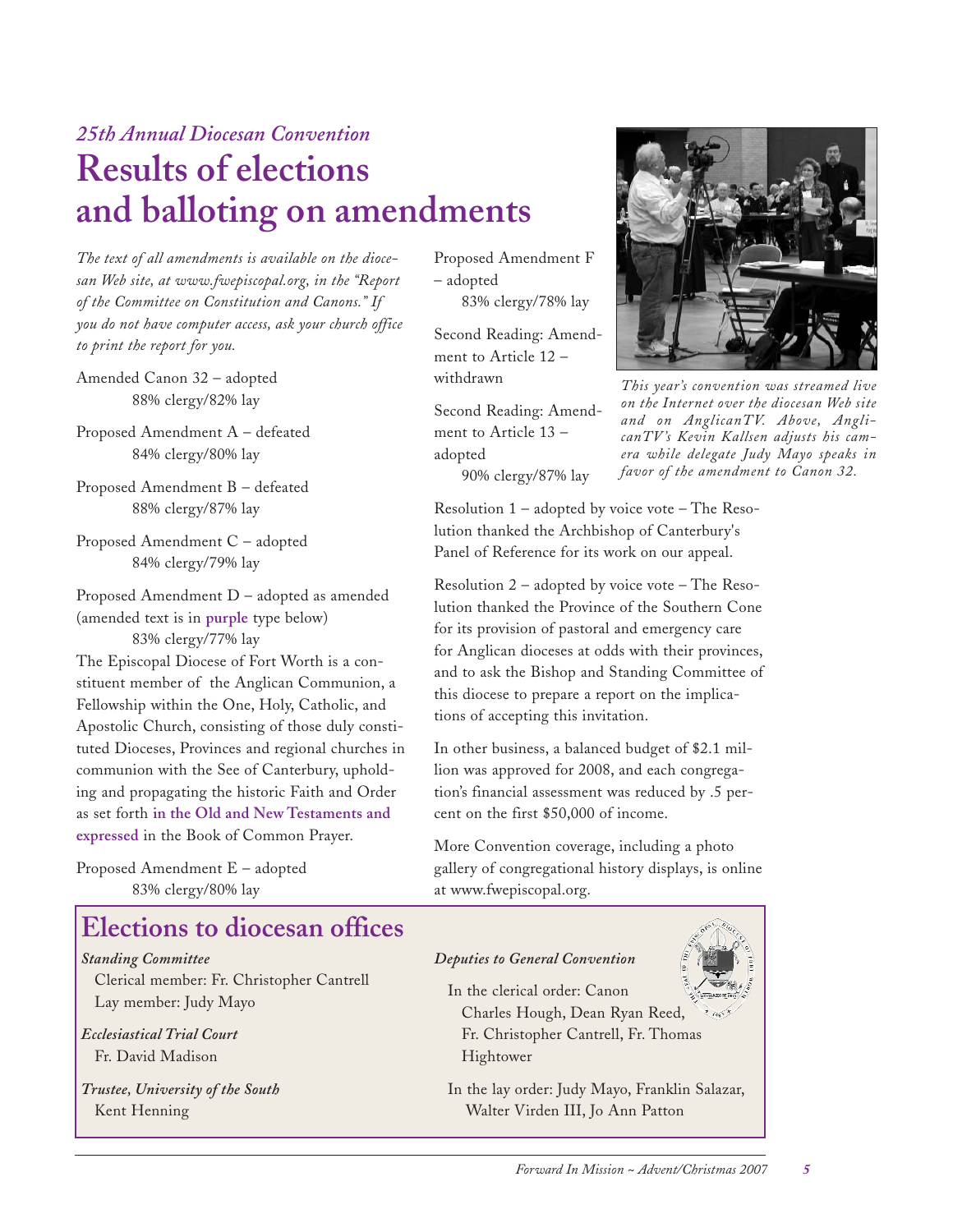*25th Annual Diocesan Convention*

# Results of elections and balloting on amendments

*The text of all amendments is available on the diocesan Web site, at www.fwepiscopal.org, in the "Report of the Committee on Constitution and Canons." If you do not have computer access, ask your church office to print the report for you.*

Amended Canon 32 – adopted
88% clergy/82% lay

Proposed Amendment A – defeated
84% clergy/80% lay

Proposed Amendment B – defeated
88% clergy/87% lay

Proposed Amendment C – adopted
84% clergy/79% lay

Proposed Amendment D – adopted as amended (amended text is in **purple** type below)
83% clergy/77% lay

The Episcopal Diocese of Fort Worth is a constituent member of the Anglican Communion, a Fellowship within the One, Holy, Catholic, and Apostolic Church, consisting of those duly constituted Dioceses, Provinces and regional churches in communion with the See of Canterbury, upholding and propagating the historic Faith and Order as set forth **in the Old and New Testaments and expressed** in the Book of Common Prayer.

Proposed Amendment E – adopted
83% clergy/80% lay

Proposed Amendment F – adopted
83% clergy/78% lay

Second Reading: Amendment to Article 12 – withdrawn

Second Reading: Amendment to Article 13 – adopted
90% clergy/87% lay

*This year's convention was streamed live on the Internet over the diocesan Web site and on AnglicanTV. Above, AnglicanTV's Kevin Kallsen adjusts his camera while delegate Judy Mayo speaks in favor of the amendment to Canon 32.*

Resolution 1 – adopted by voice vote – The Resolution thanked the Archbishop of Canterbury's Panel of Reference for its work on our appeal.

Resolution 2 – adopted by voice vote – The Resolution thanked the Province of the Southern Cone for its provision of pastoral and emergency care for Anglican dioceses at odds with their provinces, and to ask the Bishop and Standing Committee of this diocese to prepare a report on the implications of accepting this invitation.

In other business, a balanced budget of $2.1 million was approved for 2008, and each congregation's financial assessment was reduced by .5 percent on the first $50,000 of income.

More Convention coverage, including a photo gallery of congregational history displays, is online at www.fwepiscopal.org.

## Elections to diocesan offices

***Standing Committee***
Clerical member: Fr. Christopher Cantrell
Lay member: Judy Mayo

***Ecclesiastical Trial Court***
Fr. David Madison

***Trustee, University of the South***
Kent Henning

***Deputies to General Convention***

In the clerical order: Canon Charles Hough, Dean Ryan Reed, Fr. Christopher Cantrell, Fr. Thomas Hightower

In the lay order: Judy Mayo, Franklin Salazar, Walter Virden III, Jo Ann Patton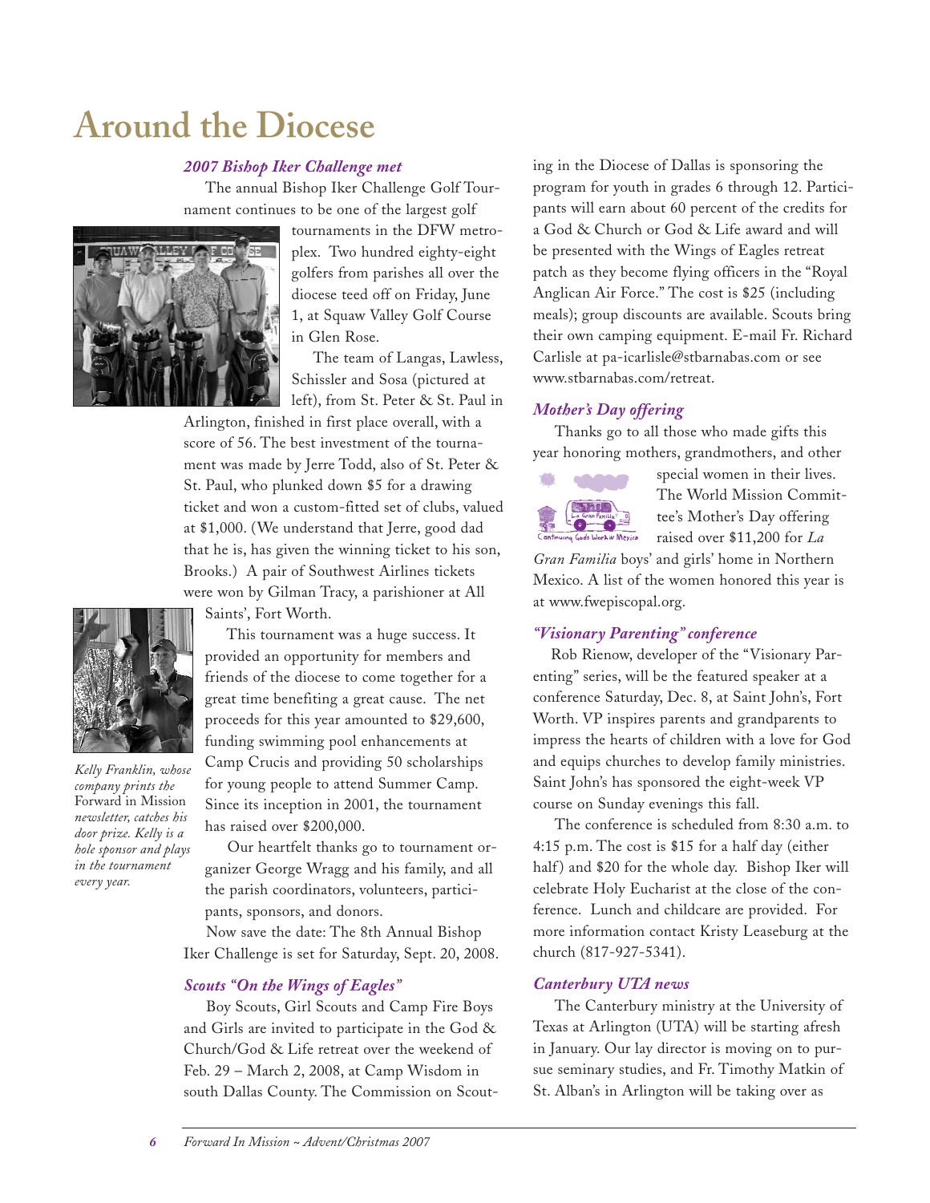# Around the Diocese

### *2007 Bishop Iker Challenge met*

The annual Bishop Iker Challenge Golf Tournament continues to be one of the largest golf tournaments in the DFW metroplex. Two hundred eighty-eight golfers from parishes all over the diocese teed off on Friday, June 1, at Squaw Valley Golf Course in Glen Rose.

The team of Langas, Lawless, Schissler and Sosa (pictured at left), from St. Peter & St. Paul in Arlington, finished in first place overall, with a score of 56. The best investment of the tournament was made by Jerre Todd, also of St. Peter & St. Paul, who plunked down $5 for a drawing ticket and won a custom-fitted set of clubs, valued at $1,000. (We understand that Jerre, good dad that he is, has given the winning ticket to his son, Brooks.) A pair of Southwest Airlines tickets were won by Gilman Tracy, a parishioner at All Saints', Fort Worth.

*Kelly Franklin, whose company prints the* Forward in Mission *newsletter, catches his door prize. Kelly is a hole sponsor and plays in the tournament every year.*

This tournament was a huge success. It provided an opportunity for members and friends of the diocese to come together for a great time benefiting a great cause. The net proceeds for this year amounted to $29,600, funding swimming pool enhancements at Camp Crucis and providing 50 scholarships for young people to attend Summer Camp. Since its inception in 2001, the tournament has raised over $200,000.

Our heartfelt thanks go to tournament organizer George Wragg and his family, and all the parish coordinators, volunteers, participants, sponsors, and donors.

Now save the date: The 8th Annual Bishop Iker Challenge is set for Saturday, Sept. 20, 2008.

### *Scouts "On the Wings of Eagles"*

Boy Scouts, Girl Scouts and Camp Fire Boys and Girls are invited to participate in the God & Church/God & Life retreat over the weekend of Feb. 29 – March 2, 2008, at Camp Wisdom in south Dallas County. The Commission on Scouting in the Diocese of Dallas is sponsoring the program for youth in grades 6 through 12. Participants will earn about 60 percent of the credits for a God & Church or God & Life award and will be presented with the Wings of Eagles retreat patch as they become flying officers in the "Royal Anglican Air Force." The cost is $25 (including meals); group discounts are available. Scouts bring their own camping equipment. E-mail Fr. Richard Carlisle at pa-icarlisle@stbarnabas.com or see www.stbarnabas.com/retreat.

### *Mother's Day offering*

Thanks go to all those who made gifts this year honoring mothers, grandmothers, and other special women in their lives. The World Mission Committee's Mother's Day offering raised over $11,200 for *La Gran Familia* boys' and girls' home in Northern Mexico. A list of the women honored this year is at www.fwepiscopal.org.

### *"Visionary Parenting" conference*

Rob Rienow, developer of the "Visionary Parenting" series, will be the featured speaker at a conference Saturday, Dec. 8, at Saint John's, Fort Worth. VP inspires parents and grandparents to impress the hearts of children with a love for God and equips churches to develop family ministries. Saint John's has sponsored the eight-week VP course on Sunday evenings this fall.

The conference is scheduled from 8:30 a.m. to 4:15 p.m. The cost is $15 for a half day (either half) and $20 for the whole day. Bishop Iker will celebrate Holy Eucharist at the close of the conference. Lunch and childcare are provided. For more information contact Kristy Leaseburg at the church (817-927-5341).

### *Canterbury UTA news*

The Canterbury ministry at the University of Texas at Arlington (UTA) will be starting afresh in January. Our lay director is moving on to pursue seminary studies, and Fr. Timothy Matkin of St. Alban's in Arlington will be taking over as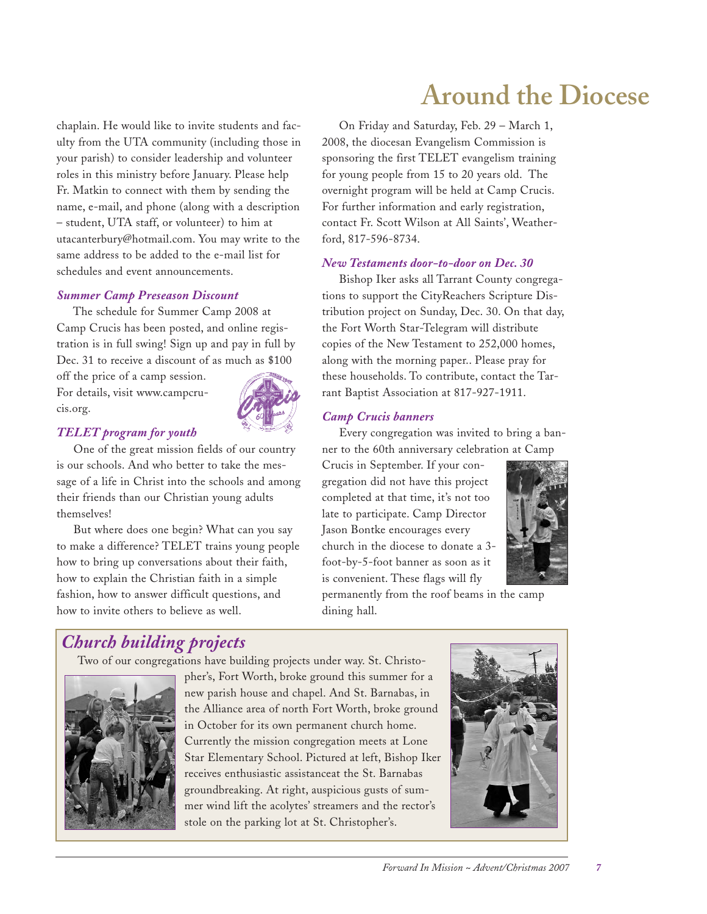# Around the Diocese

chaplain. He would like to invite students and faculty from the UTA community (including those in your parish) to consider leadership and volunteer roles in this ministry before January. Please help Fr. Matkin to connect with them by sending the name, e-mail, and phone (along with a description – student, UTA staff, or volunteer) to him at utacanterbury@hotmail.com. You may write to the same address to be added to the e-mail list for schedules and event announcements.

### *Summer Camp Preseason Discount*

The schedule for Summer Camp 2008 at Camp Crucis has been posted, and online registration is in full swing! Sign up and pay in full by Dec. 31 to receive a discount of as much as $100 off the price of a camp session. For details, visit www.campcrucis.org.

### *TELET program for youth*

One of the great mission fields of our country is our schools. And who better to take the message of a life in Christ into the schools and among their friends than our Christian young adults themselves!

But where does one begin? What can you say to make a difference? TELET trains young people how to bring up conversations about their faith, how to explain the Christian faith in a simple fashion, how to answer difficult questions, and how to invite others to believe as well.

On Friday and Saturday, Feb. 29 – March 1, 2008, the diocesan Evangelism Commission is sponsoring the first TELET evangelism training for young people from 15 to 20 years old. The overnight program will be held at Camp Crucis. For further information and early registration, contact Fr. Scott Wilson at All Saints', Weatherford, 817-596-8734.

### *New Testaments door-to-door on Dec. 30*

Bishop Iker asks all Tarrant County congregations to support the CityReachers Scripture Distribution project on Sunday, Dec. 30. On that day, the Fort Worth Star-Telegram will distribute copies of the New Testament to 252,000 homes, along with the morning paper.. Please pray for these households. To contribute, contact the Tarrant Baptist Association at 817-927-1911.

### *Camp Crucis banners*

Every congregation was invited to bring a banner to the 60th anniversary celebration at Camp Crucis in September. If your congregation did not have this project completed at that time, it's not too late to participate. Camp Director Jason Bontke encourages every church in the diocese to donate a 3-foot-by-5-foot banner as soon as it is convenient. These flags will fly permanently from the roof beams in the camp dining hall.

## *Church building projects*

Two of our congregations have building projects under way. St. Christopher's, Fort Worth, broke ground this summer for a new parish house and chapel. And St. Barnabas, in the Alliance area of north Fort Worth, broke ground in October for its own permanent church home. Currently the mission congregation meets at Lone Star Elementary School. Pictured at left, Bishop Iker receives enthusiastic assistanceat the St. Barnabas groundbreaking. At right, auspicious gusts of summer wind lift the acolytes' streamers and the rector's stole on the parking lot at St. Christopher's.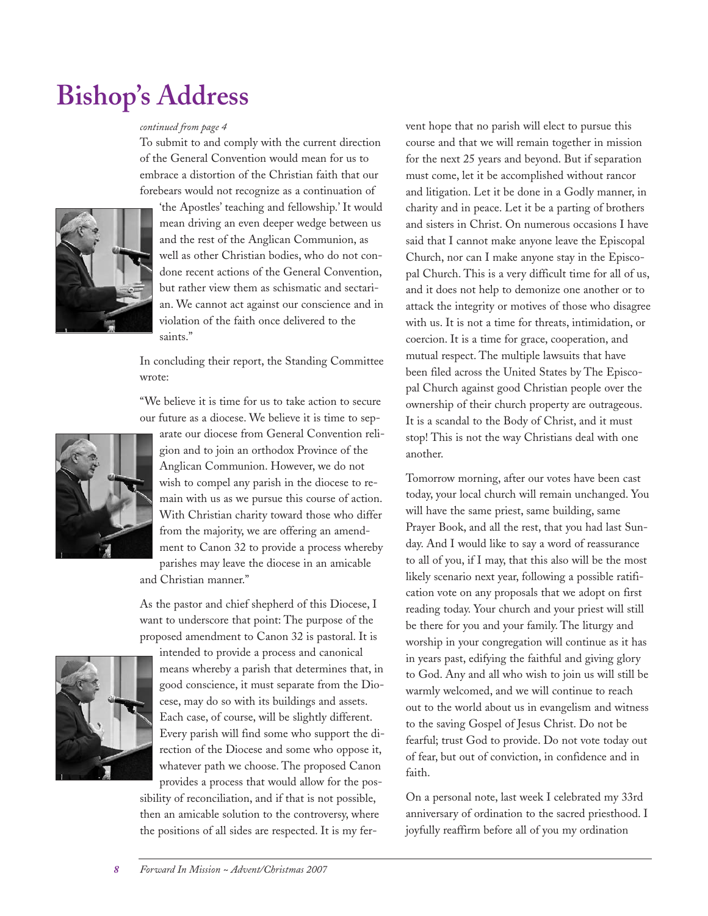# Bishop's Address

*continued from page 4*

To submit to and comply with the current direction of the General Convention would mean for us to embrace a distortion of the Christian faith that our forebears would not recognize as a continuation of 'the Apostles' teaching and fellowship.' It would mean driving an even deeper wedge between us and the rest of the Anglican Communion, as well as other Christian bodies, who do not condone recent actions of the General Convention, but rather view them as schismatic and sectarian. We cannot act against our conscience and in violation of the faith once delivered to the saints."

In concluding their report, the Standing Committee wrote:

"We believe it is time for us to take action to secure our future as a diocese. We believe it is time to separate our diocese from General Convention religion and to join an orthodox Province of the Anglican Communion. However, we do not wish to compel any parish in the diocese to remain with us as we pursue this course of action. With Christian charity toward those who differ from the majority, we are offering an amendment to Canon 32 to provide a process whereby parishes may leave the diocese in an amicable and Christian manner."

As the pastor and chief shepherd of this Diocese, I want to underscore that point: The purpose of the proposed amendment to Canon 32 is pastoral. It is intended to provide a process and canonical means whereby a parish that determines that, in good conscience, it must separate from the Diocese, may do so with its buildings and assets. Each case, of course, will be slightly different. Every parish will find some who support the direction of the Diocese and some who oppose it, whatever path we choose. The proposed Canon provides a process that would allow for the possibility of reconciliation, and if that is not possible, then an amicable solution to the controversy, where the positions of all sides are respected. It is my fervent hope that no parish will elect to pursue this course and that we will remain together in mission for the next 25 years and beyond. But if separation must come, let it be accomplished without rancor and litigation. Let it be done in a Godly manner, in charity and in peace. Let it be a parting of brothers and sisters in Christ. On numerous occasions I have said that I cannot make anyone leave the Episcopal Church, nor can I make anyone stay in the Episcopal Church. This is a very difficult time for all of us, and it does not help to demonize one another or to attack the integrity or motives of those who disagree with us. It is not a time for threats, intimidation, or coercion. It is a time for grace, cooperation, and mutual respect. The multiple lawsuits that have been filed across the United States by The Episcopal Church against good Christian people over the ownership of their church property are outrageous. It is a scandal to the Body of Christ, and it must stop! This is not the way Christians deal with one another.

Tomorrow morning, after our votes have been cast today, your local church will remain unchanged. You will have the same priest, same building, same Prayer Book, and all the rest, that you had last Sunday. And I would like to say a word of reassurance to all of you, if I may, that this also will be the most likely scenario next year, following a possible ratification vote on any proposals that we adopt on first reading today. Your church and your priest will still be there for you and your family. The liturgy and worship in your congregation will continue as it has in years past, edifying the faithful and giving glory to God. Any and all who wish to join us will still be warmly welcomed, and we will continue to reach out to the world about us in evangelism and witness to the saving Gospel of Jesus Christ. Do not be fearful; trust God to provide. Do not vote today out of fear, but out of conviction, in confidence and in faith.

On a personal note, last week I celebrated my 33rd anniversary of ordination to the sacred priesthood. I joyfully reaffirm before all of you my ordination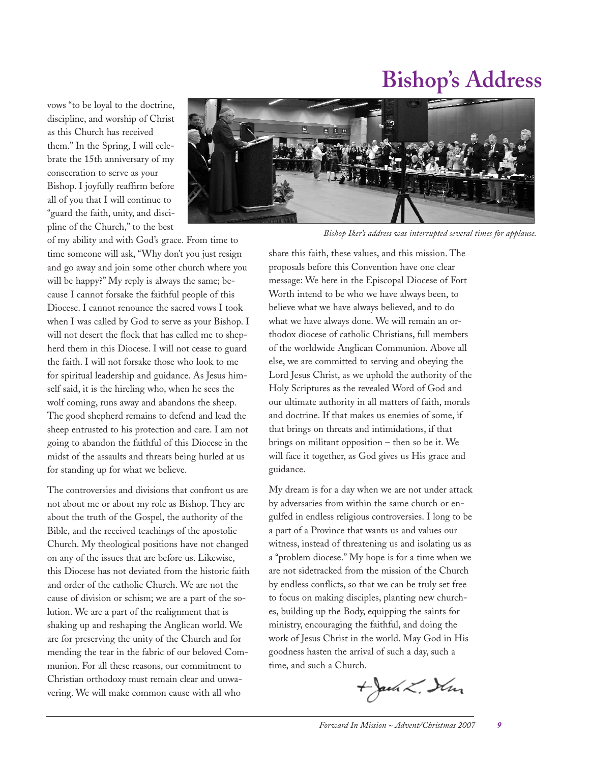# Bishop's Address

vows "to be loyal to the doctrine, discipline, and worship of Christ as this Church has received them." In the Spring, I will celebrate the 15th anniversary of my consecration to serve as your Bishop. I joyfully reaffirm before all of you that I will continue to "guard the faith, unity, and discipline of the Church," to the best of my ability and with God's grace. From time to time someone will ask, "Why don't you just resign and go away and join some other church where you will be happy?" My reply is always the same; because I cannot forsake the faithful people of this Diocese. I cannot renounce the sacred vows I took when I was called by God to serve as your Bishop. I will not desert the flock that has called me to shepherd them in this Diocese. I will not cease to guard the faith. I will not forsake those who look to me for spiritual leadership and guidance. As Jesus himself said, it is the hireling who, when he sees the wolf coming, runs away and abandons the sheep. The good shepherd remains to defend and lead the sheep entrusted to his protection and care. I am not going to abandon the faithful of this Diocese in the midst of the assaults and threats being hurled at us for standing up for what we believe.

*Bishop Iker's address was interrupted several times for applause.*

The controversies and divisions that confront us are not about me or about my role as Bishop. They are about the truth of the Gospel, the authority of the Bible, and the received teachings of the apostolic Church. My theological positions have not changed on any of the issues that are before us. Likewise, this Diocese has not deviated from the historic faith and order of the catholic Church. We are not the cause of division or schism; we are a part of the solution. We are a part of the realignment that is shaking up and reshaping the Anglican world. We are for preserving the unity of the Church and for mending the tear in the fabric of our beloved Communion. For all these reasons, our commitment to Christian orthodoxy must remain clear and unwavering. We will make common cause with all who share this faith, these values, and this mission. The proposals before this Convention have one clear message: We here in the Episcopal Diocese of Fort Worth intend to be who we have always been, to believe what we have always believed, and to do what we have always done. We will remain an orthodox diocese of catholic Christians, full members of the worldwide Anglican Communion. Above all else, we are committed to serving and obeying the Lord Jesus Christ, as we uphold the authority of the Holy Scriptures as the revealed Word of God and our ultimate authority in all matters of faith, morals and doctrine. If that makes us enemies of some, if that brings on threats and intimidations, if that brings on militant opposition – then so be it. We will face it together, as God gives us His grace and guidance.

My dream is for a day when we are not under attack by adversaries from within the same church or engulfed in endless religious controversies. I long to be a part of a Province that wants us and values our witness, instead of threatening us and isolating us as a "problem diocese." My hope is for a time when we are not sidetracked from the mission of the Church by endless conflicts, so that we can be truly set free to focus on making disciples, planting new churches, building up the Body, equipping the saints for ministry, encouraging the faithful, and doing the work of Jesus Christ in the world. May God in His goodness hasten the arrival of such a day, such a time, and such a Church.

+Jack L. Iker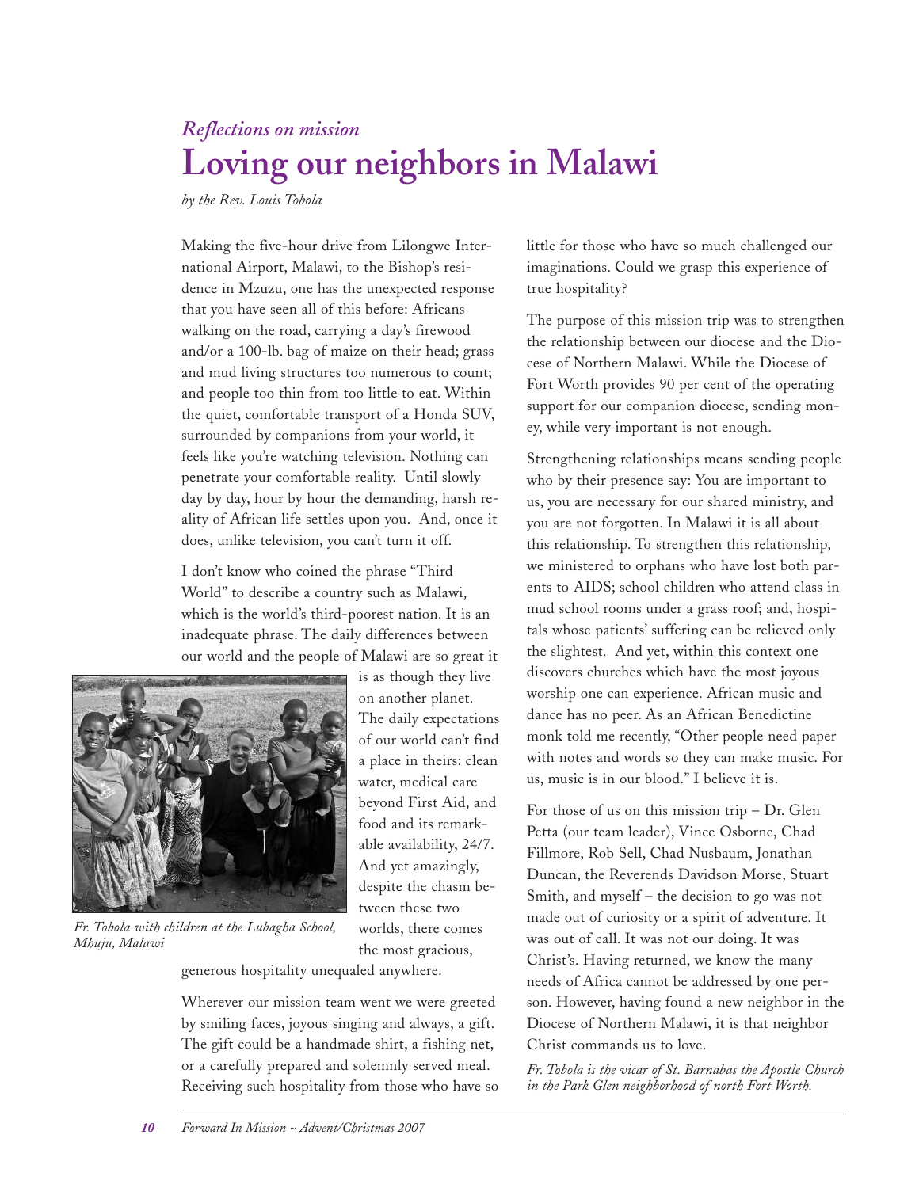*Reflections on mission*

# Loving our neighbors in Malawi

*by the Rev. Louis Tobola*

Making the five-hour drive from Lilongwe International Airport, Malawi, to the Bishop's residence in Mzuzu, one has the unexpected response that you have seen all of this before: Africans walking on the road, carrying a day's firewood and/or a 100-lb. bag of maize on their head; grass and mud living structures too numerous to count; and people too thin from too little to eat. Within the quiet, comfortable transport of a Honda SUV, surrounded by companions from your world, it feels like you're watching television. Nothing can penetrate your comfortable reality. Until slowly day by day, hour by hour the demanding, harsh reality of African life settles upon you. And, once it does, unlike television, you can't turn it off.

I don't know who coined the phrase "Third World" to describe a country such as Malawi, which is the world's third-poorest nation. It is an inadequate phrase. The daily differences between our world and the people of Malawi are so great it is as though they live on another planet. The daily expectations of our world can't find a place in theirs: clean water, medical care beyond First Aid, and food and its remarkable availability, 24/7. And yet amazingly, despite the chasm between these two worlds, there comes the most gracious, generous hospitality unequaled anywhere.

*Fr. Tobola with children at the Lubagha School, Mhuju, Malawi*

Wherever our mission team went we were greeted by smiling faces, joyous singing and always, a gift. The gift could be a handmade shirt, a fishing net, or a carefully prepared and solemnly served meal. Receiving such hospitality from those who have so little for those who have so much challenged our imaginations. Could we grasp this experience of true hospitality?

The purpose of this mission trip was to strengthen the relationship between our diocese and the Diocese of Northern Malawi. While the Diocese of Fort Worth provides 90 per cent of the operating support for our companion diocese, sending money, while very important is not enough.

Strengthening relationships means sending people who by their presence say: You are important to us, you are necessary for our shared ministry, and you are not forgotten. In Malawi it is all about this relationship. To strengthen this relationship, we ministered to orphans who have lost both parents to AIDS; school children who attend class in mud school rooms under a grass roof; and, hospitals whose patients' suffering can be relieved only the slightest. And yet, within this context one discovers churches which have the most joyous worship one can experience. African music and dance has no peer. As an African Benedictine monk told me recently, "Other people need paper with notes and words so they can make music. For us, music is in our blood." I believe it is.

For those of us on this mission trip – Dr. Glen Petta (our team leader), Vince Osborne, Chad Fillmore, Rob Sell, Chad Nusbaum, Jonathan Duncan, the Reverends Davidson Morse, Stuart Smith, and myself – the decision to go was not made out of curiosity or a spirit of adventure. It was out of call. It was not our doing. It was Christ's. Having returned, we know the many needs of Africa cannot be addressed by one person. However, having found a new neighbor in the Diocese of Northern Malawi, it is that neighbor Christ commands us to love.

*Fr. Tobola is the vicar of St. Barnabas the Apostle Church in the Park Glen neighborhood of north Fort Worth.*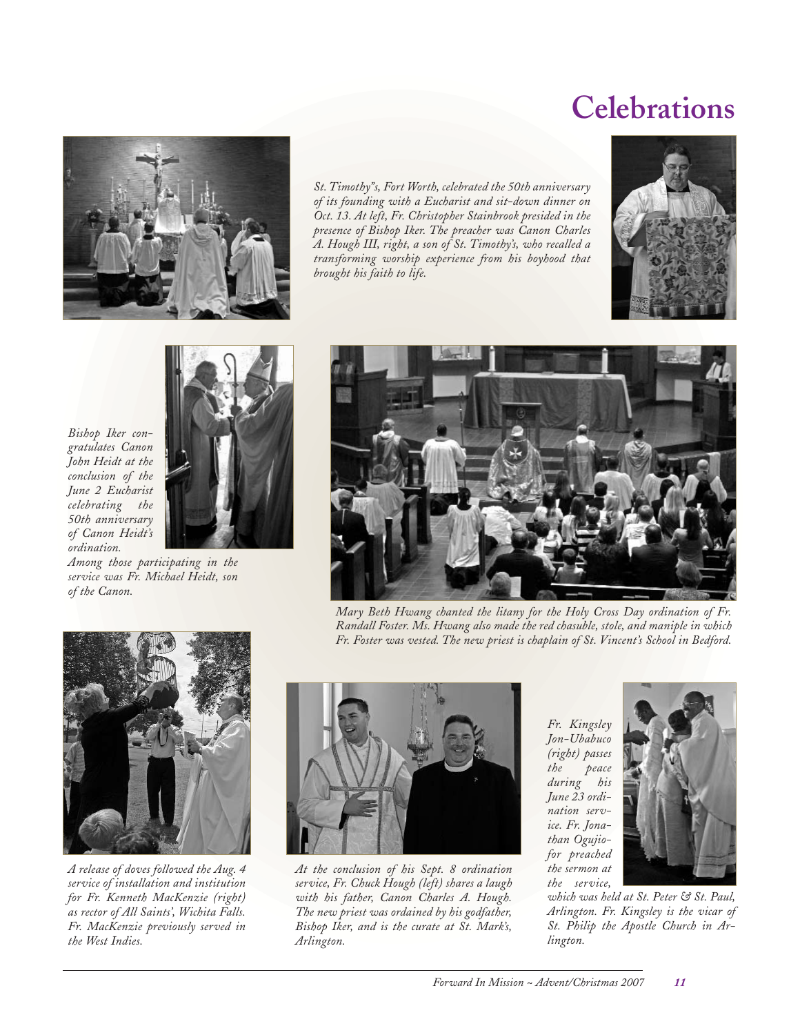# Celebrations

*St. Timothy"s, Fort Worth, celebrated the 50th anniversary of its founding with a Eucharist and sit-down dinner on Oct. 13. At left, Fr. Christopher Stainbrook presided in the presence of Bishop Iker. The preacher was Canon Charles A. Hough III, right, a son of St. Timothy's, who recalled a transforming worship experience from his boyhood that brought his faith to life.*

*Bishop Iker congratulates Canon John Heidt at the conclusion of the June 2 Eucharist celebrating the 50th anniversary of Canon Heidt's ordination.*

*Among those participating in the service was Fr. Michael Heidt, son of the Canon.*

*Mary Beth Hwang chanted the litany for the Holy Cross Day ordination of Fr. Randall Foster. Ms. Hwang also made the red chasuble, stole, and maniple in which Fr. Foster was vested. The new priest is chaplain of St. Vincent's School in Bedford.*

*A release of doves followed the Aug. 4 service of installation and institution for Fr. Kenneth MacKenzie (right) as rector of All Saints', Wichita Falls. Fr. MacKenzie previously served in the West Indies.*

*At the conclusion of his Sept. 8 ordination service, Fr. Chuck Hough (left) shares a laugh with his father, Canon Charles A. Hough. The new priest was ordained by his godfather, Bishop Iker, and is the curate at St. Mark's, Arlington.*

*Fr. Kingsley Jon-Ubabuco (right) passes the peace during his June 23 ordination service. Fr. Jonathan Ogujiofor preached the sermon at the service, which was held at St. Peter & St. Paul, Arlington. Fr. Kingsley is the vicar of St. Philip the Apostle Church in Arlington.*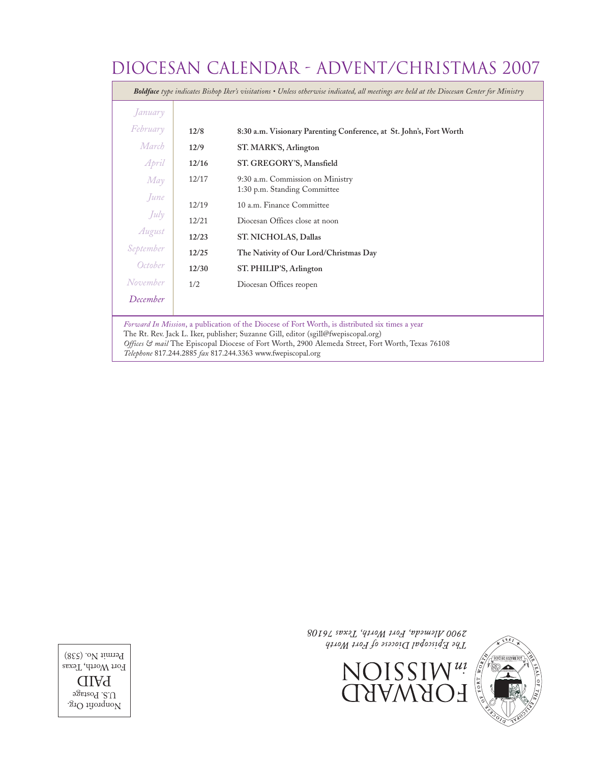# DIOCESAN CALENDAR - ADVENT/CHRISTMAS 2007

***Boldface*** *type indicates Bishop Iker's visitations • Unless otherwise indicated, all meetings are held at the Diocesan Center for Ministry*

*January*
*February*
*March*
*April*
*May*
*June*
*July*
*August*
*September*
*October*
*November*
*December*

| | |
|---|---|
| **12/8** | **8:30 a.m. Visionary Parenting Conference, at St. John's, Fort Worth** |
| **12/9** | **ST. MARK'S, Arlington** |
| **12/16** | **ST. GREGORY'S, Mansfield** |
| 12/17 | 9:30 a.m. Commission on Ministry<br>1:30 p.m. Standing Committee |
| 12/19 | 10 a.m. Finance Committee |
| 12/21 | Diocesan Offices close at noon |
| **12/23** | **ST. NICHOLAS, Dallas** |
| **12/25** | **The Nativity of Our Lord/Christmas Day** |
| **12/30** | **ST. PHILIP'S, Arlington** |
| 1/2 | Diocesan Offices reopen |

*Forward In Mission*, a publication of the Diocese of Fort Worth, is distributed six times a year
The Rt. Rev. Jack L. Iker, publisher; Suzanne Gill, editor (sgill@fwepiscopal.org)
*Offices & mail* The Episcopal Diocese of Fort Worth, 2900 Alemeda Street, Fort Worth, Texas 76108
*Telephone* 817.244.2885 *fax* 817.244.3363 www.fwepiscopal.org

FORWARD *in* MISSION
*The Episcopal Diocese of Fort Worth*
*2900 Alemeda, Fort Worth, Texas 76108*

Nonprofit Org.
U.S. Postage
PAID
Fort Worth, Texas
Permit No. (538)